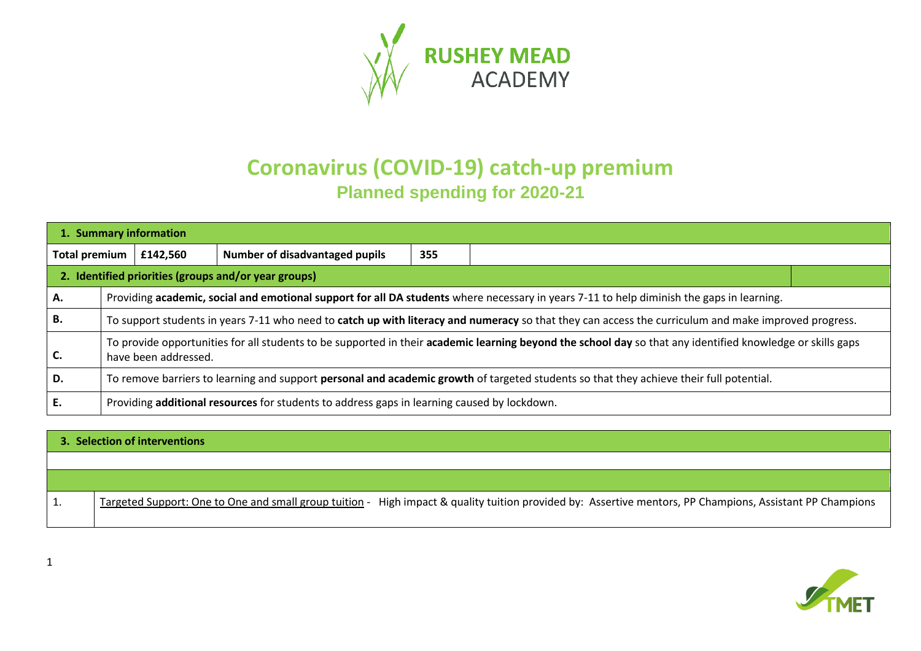RUSHEY MEAD ACADEMY

# Coronavirus (COVID-19) catch-up premium

## Planned spending for 2020-21

| 1. Summary information | | | | |
|---|---|---|---|---|
| **Total premium** | **£142,560** | **Number of disadvantaged pupils** | **355** | |

| 2. Identified priorities (groups and/or year groups) | |
|---|---|
| **A.** | Providing **academic, social and emotional support for all DA students** where necessary in years 7-11 to help diminish the gaps in learning. |
| **B.** | To support students in years 7-11 who need to **catch up with literacy and numeracy** so that they can access the curriculum and make improved progress. |
| **C.** | To provide opportunities for all students to be supported in their **academic learning beyond the school day** so that any identified knowledge or skills gaps have been addressed. |
| **D.** | To remove barriers to learning and support **personal and academic growth** of targeted students so that they achieve their full potential. |
| **E.** | Providing **additional resources** for students to address gaps in learning caused by lockdown. |

| 3. Selection of interventions | |
|---|---|
| | |
| | |
| 1. | Targeted Support: One to One and small group tuition - High impact & quality tuition provided by: Assertive mentors, PP Champions, Assistant PP Champions |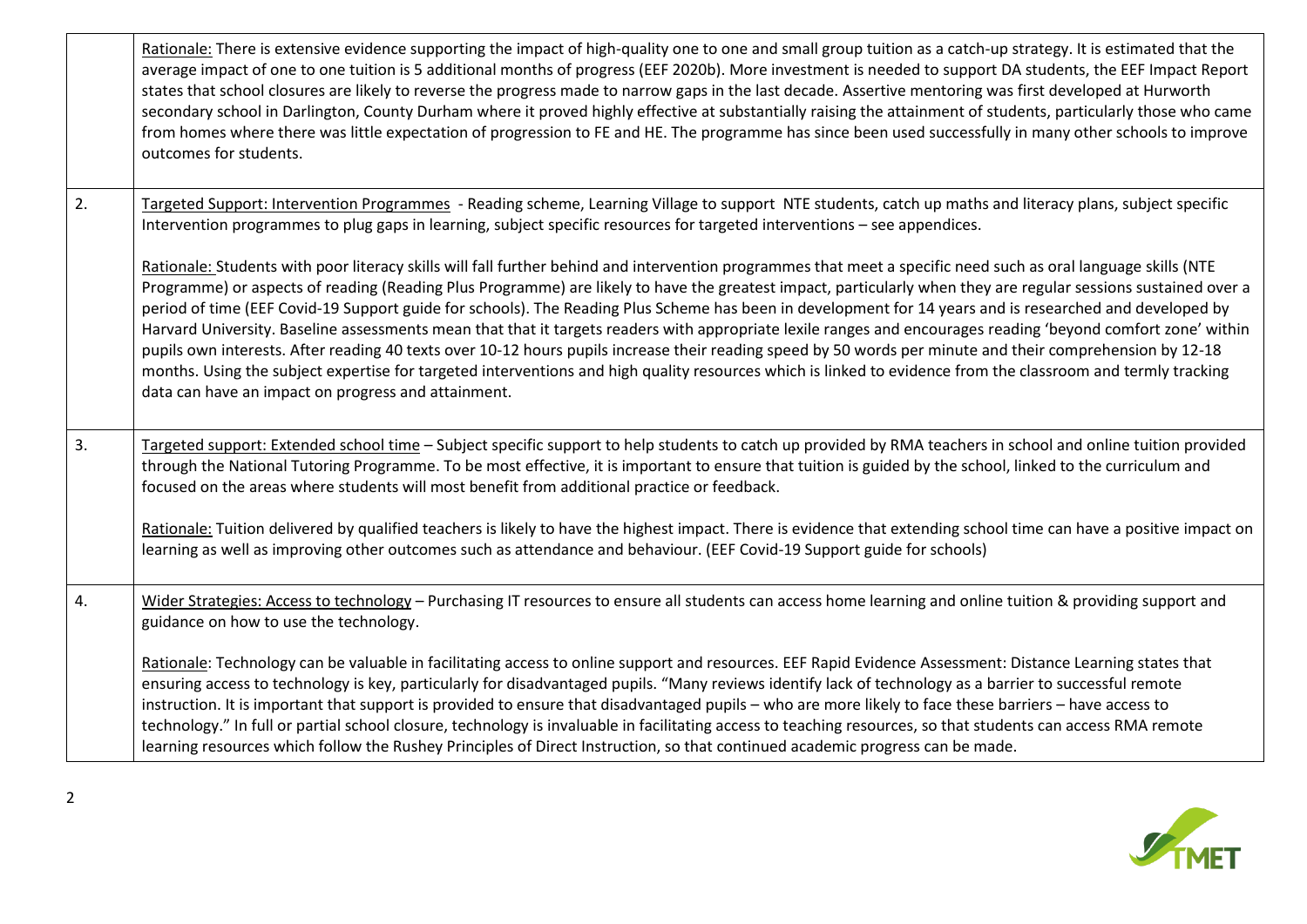| | |
|---|---|
| | Rationale: There is extensive evidence supporting the impact of high-quality one to one and small group tuition as a catch-up strategy. It is estimated that the average impact of one to one tuition is 5 additional months of progress (EEF 2020b). More investment is needed to support DA students, the EEF Impact Report states that school closures are likely to reverse the progress made to narrow gaps in the last decade. Assertive mentoring was first developed at Hurworth secondary school in Darlington, County Durham where it proved highly effective at substantially raising the attainment of students, particularly those who came from homes where there was little expectation of progression to FE and HE. The programme has since been used successfully in many other schools to improve outcomes for students. |
| 2. | Targeted Support: Intervention Programmes - Reading scheme, Learning Village to support NTE students, catch up maths and literacy plans, subject specific Intervention programmes to plug gaps in learning, subject specific resources for targeted interventions – see appendices.<br><br>Rationale: Students with poor literacy skills will fall further behind and intervention programmes that meet a specific need such as oral language skills (NTE Programme) or aspects of reading (Reading Plus Programme) are likely to have the greatest impact, particularly when they are regular sessions sustained over a period of time (EEF Covid-19 Support guide for schools). The Reading Plus Scheme has been in development for 14 years and is researched and developed by Harvard University. Baseline assessments mean that that it targets readers with appropriate lexile ranges and encourages reading 'beyond comfort zone' within pupils own interests. After reading 40 texts over 10-12 hours pupils increase their reading speed by 50 words per minute and their comprehension by 12-18 months. Using the subject expertise for targeted interventions and high quality resources which is linked to evidence from the classroom and termly tracking data can have an impact on progress and attainment. |
| 3. | Targeted support: Extended school time – Subject specific support to help students to catch up provided by RMA teachers in school and online tuition provided through the National Tutoring Programme. To be most effective, it is important to ensure that tuition is guided by the school, linked to the curriculum and focused on the areas where students will most benefit from additional practice or feedback.<br><br>Rationale: Tuition delivered by qualified teachers is likely to have the highest impact. There is evidence that extending school time can have a positive impact on learning as well as improving other outcomes such as attendance and behaviour. (EEF Covid-19 Support guide for schools) |
| 4. | Wider Strategies: Access to technology – Purchasing IT resources to ensure all students can access home learning and online tuition & providing support and guidance on how to use the technology.<br><br>Rationale: Technology can be valuable in facilitating access to online support and resources. EEF Rapid Evidence Assessment: Distance Learning states that ensuring access to technology is key, particularly for disadvantaged pupils. "Many reviews identify lack of technology as a barrier to successful remote instruction. It is important that support is provided to ensure that disadvantaged pupils – who are more likely to face these barriers – have access to technology." In full or partial school closure, technology is invaluable in facilitating access to teaching resources, so that students can access RMA remote learning resources which follow the Rushey Principles of Direct Instruction, so that continued academic progress can be made. |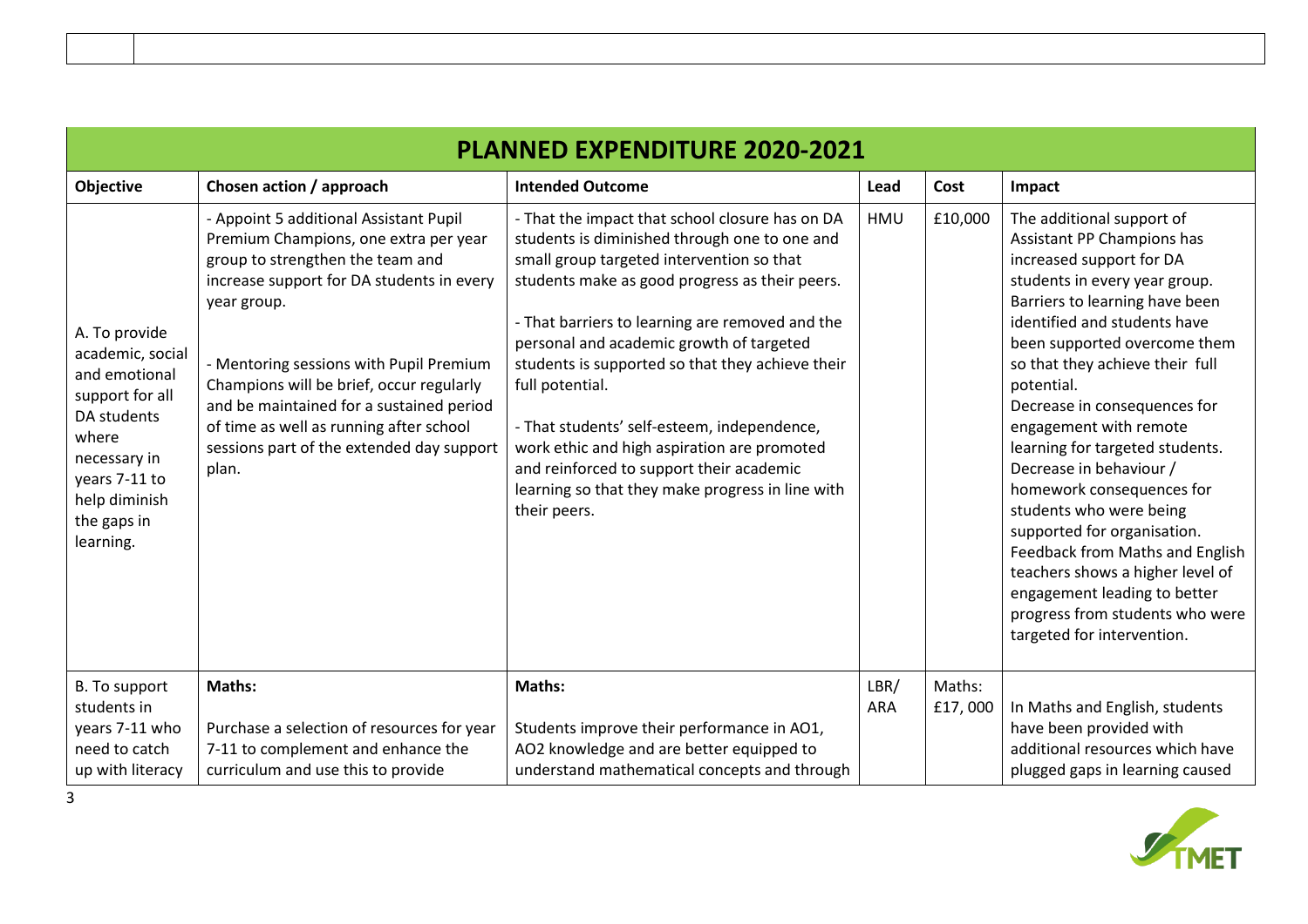| PLANNED EXPENDITURE 2020-2021 | | | | | |
|---|---|---|---|---|---|
| **Objective** | **Chosen action / approach** | **Intended Outcome** | **Lead** | **Cost** | **Impact** |
| A. To provide academic, social and emotional support for all DA students where necessary in years 7-11 to help diminish the gaps in learning. | - Appoint 5 additional Assistant Pupil Premium Champions, one extra per year group to strengthen the team and increase support for DA students in every year group.<br><br>- Mentoring sessions with Pupil Premium Champions will be brief, occur regularly and be maintained for a sustained period of time as well as running after school sessions part of the extended day support plan. | - That the impact that school closure has on DA students is diminished through one to one and small group targeted intervention so that students make as good progress as their peers.<br><br>- That barriers to learning are removed and the personal and academic growth of targeted students is supported so that they achieve their full potential.<br><br>- That students' self-esteem, independence, work ethic and high aspiration are promoted and reinforced to support their academic learning so that they make progress in line with their peers. | HMU | £10,000 | The additional support of Assistant PP Champions has increased support for DA students in every year group. Barriers to learning have been identified and students have been supported overcome them so that they achieve their full potential.<br>Decrease in consequences for engagement with remote learning for targeted students.<br>Decrease in behaviour / homework consequences for students who were being supported for organisation.<br>Feedback from Maths and English teachers shows a higher level of engagement leading to better progress from students who were targeted for intervention. |
| B. To support students in years 7-11 who need to catch up with literacy | **Maths:**<br><br>Purchase a selection of resources for year 7-11 to complement and enhance the curriculum and use this to provide | **Maths:**<br><br>Students improve their performance in AO1, AO2 knowledge and are better equipped to understand mathematical concepts and through | LBR/ ARA | Maths: £17, 000 | In Maths and English, students have been provided with additional resources which have plugged gaps in learning caused |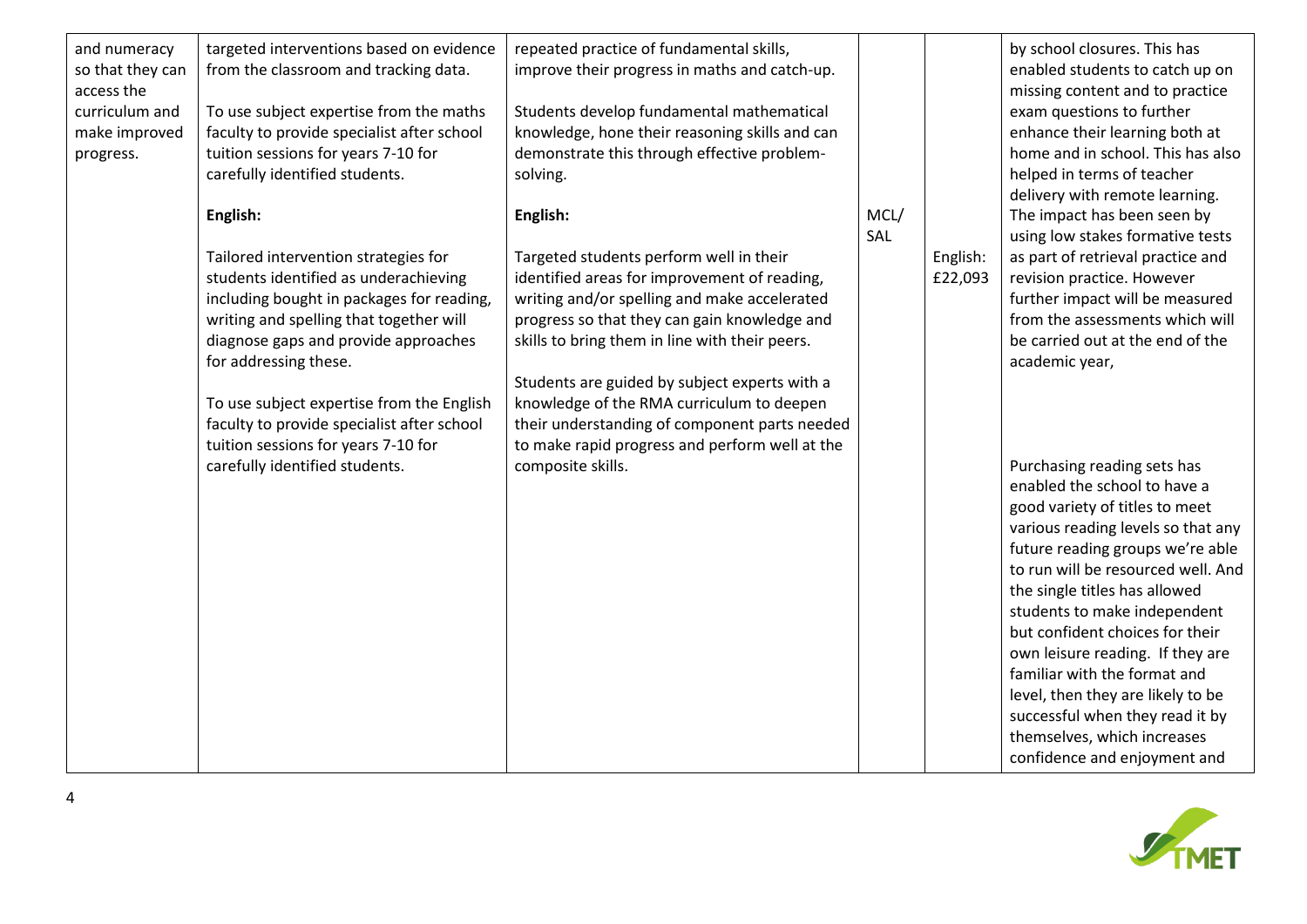| | | | | | |
|---|---|---|---|---|---|
| and numeracy so that they can access the curriculum and make improved progress. | targeted interventions based on evidence from the classroom and tracking data.<br><br>To use subject expertise from the maths faculty to provide specialist after school tuition sessions for years 7-10 for carefully identified students.<br><br>**English:**<br><br>Tailored intervention strategies for students identified as underachieving including bought in packages for reading, writing and spelling that together will diagnose gaps and provide approaches for addressing these.<br><br>To use subject expertise from the English faculty to provide specialist after school tuition sessions for years 7-10 for carefully identified students. | repeated practice of fundamental skills, improve their progress in maths and catch-up.<br><br>Students develop fundamental mathematical knowledge, hone their reasoning skills and can demonstrate this through effective problem-solving.<br><br>**English:**<br><br>Targeted students perform well in their identified areas for improvement of reading, writing and/or spelling and make accelerated progress so that they can gain knowledge and skills to bring them in line with their peers.<br><br>Students are guided by subject experts with a knowledge of the RMA curriculum to deepen their understanding of component parts needed to make rapid progress and perform well at the composite skills. | MCL/ SAL | English: £22,093 | by school closures. This has enabled students to catch up on missing content and to practice exam questions to further enhance their learning both at home and in school. This has also helped in terms of teacher delivery with remote learning. The impact has been seen by using low stakes formative tests as part of retrieval practice and revision practice. However further impact will be measured from the assessments which will be carried out at the end of the academic year,<br><br>Purchasing reading sets has enabled the school to have a good variety of titles to meet various reading levels so that any future reading groups we're able to run will be resourced well. And the single titles has allowed students to make independent but confident choices for their own leisure reading. If they are familiar with the format and level, then they are likely to be successful when they read it by themselves, which increases confidence and enjoyment and |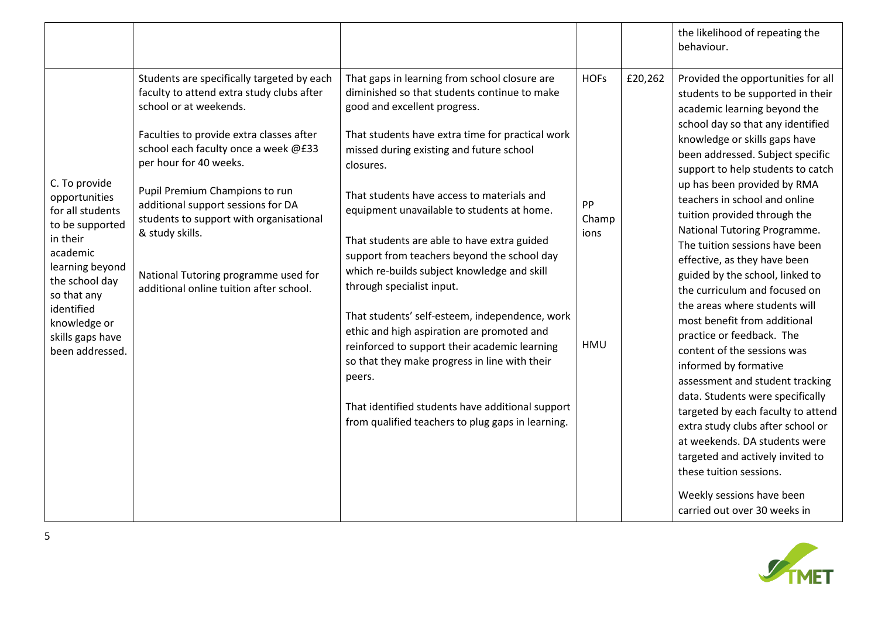| | | | | | |
|---|---|---|---|---|---|
| | | | | | the likelihood of repeating the behaviour. |
| C. To provide opportunities for all students to be supported in their academic learning beyond the school day so that any identified knowledge or skills gaps have been addressed. | Students are specifically targeted by each faculty to attend extra study clubs after school or at weekends.<br><br>Faculties to provide extra classes after school each faculty once a week @£33 per hour for 40 weeks.<br><br>Pupil Premium Champions to run additional support sessions for DA students to support with organisational & study skills.<br><br>National Tutoring programme used for additional online tuition after school. | That gaps in learning from school closure are diminished so that students continue to make good and excellent progress.<br><br>That students have extra time for practical work missed during existing and future school closures.<br><br>That students have access to materials and equipment unavailable to students at home.<br><br>That students are able to have extra guided support from teachers beyond the school day which re-builds subject knowledge and skill through specialist input.<br><br>That students' self-esteem, independence, work ethic and high aspiration are promoted and reinforced to support their academic learning so that they make progress in line with their peers.<br><br>That identified students have additional support from qualified teachers to plug gaps in learning. | HOFs<br><br>PP Champions<br><br>HMU | £20,262 | Provided the opportunities for all students to be supported in their academic learning beyond the school day so that any identified knowledge or skills gaps have been addressed. Subject specific support to help students to catch up has been provided by RMA teachers in school and online tuition provided through the National Tutoring Programme. The tuition sessions have been effective, as they have been guided by the school, linked to the curriculum and focused on the areas where students will most benefit from additional practice or feedback. The content of the sessions was informed by formative assessment and student tracking data. Students were specifically targeted by each faculty to attend extra study clubs after school or at weekends. DA students were targeted and actively invited to these tuition sessions.<br><br>Weekly sessions have been carried out over 30 weeks in |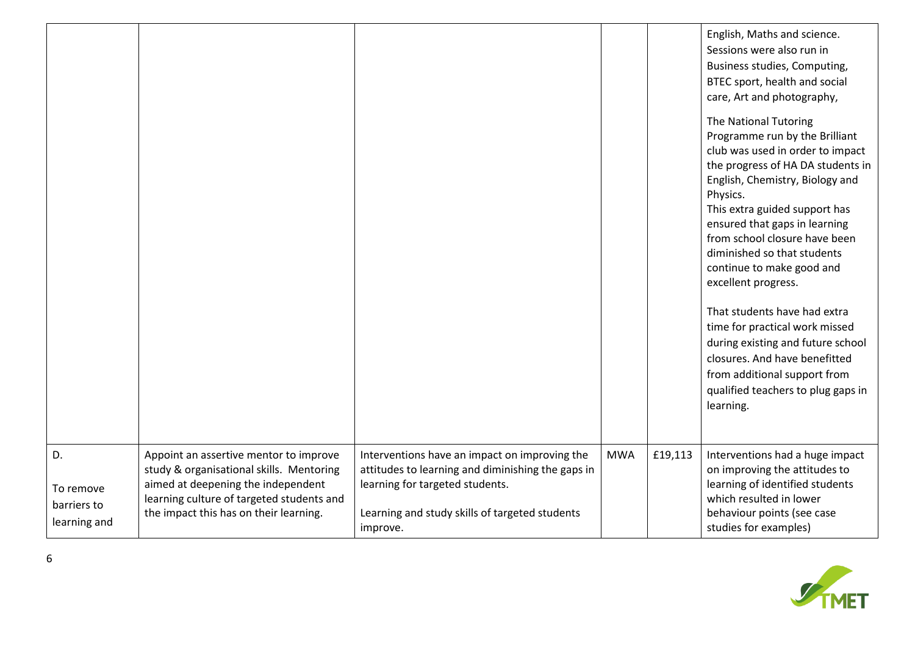| | | | | | |
|---|---|---|---|---|---|
| | | | | | English, Maths and science. Sessions were also run in Business studies, Computing, BTEC sport, health and social care, Art and photography,<br><br>The National Tutoring Programme run by the Brilliant club was used in order to impact the progress of HA DA students in English, Chemistry, Biology and Physics.<br>This extra guided support has ensured that gaps in learning from school closure have been diminished so that students continue to make good and excellent progress.<br><br>That students have had extra time for practical work missed during existing and future school closures. And have benefitted from additional support from qualified teachers to plug gaps in learning. |
| D.<br><br>To remove barriers to learning and | Appoint an assertive mentor to improve study & organisational skills. Mentoring aimed at deepening the independent learning culture of targeted students and the impact this has on their learning. | Interventions have an impact on improving the attitudes to learning and diminishing the gaps in learning for targeted students.<br><br>Learning and study skills of targeted students improve. | MWA | £19,113 | Interventions had a huge impact on improving the attitudes to learning of identified students which resulted in lower behaviour points (see case studies for examples) |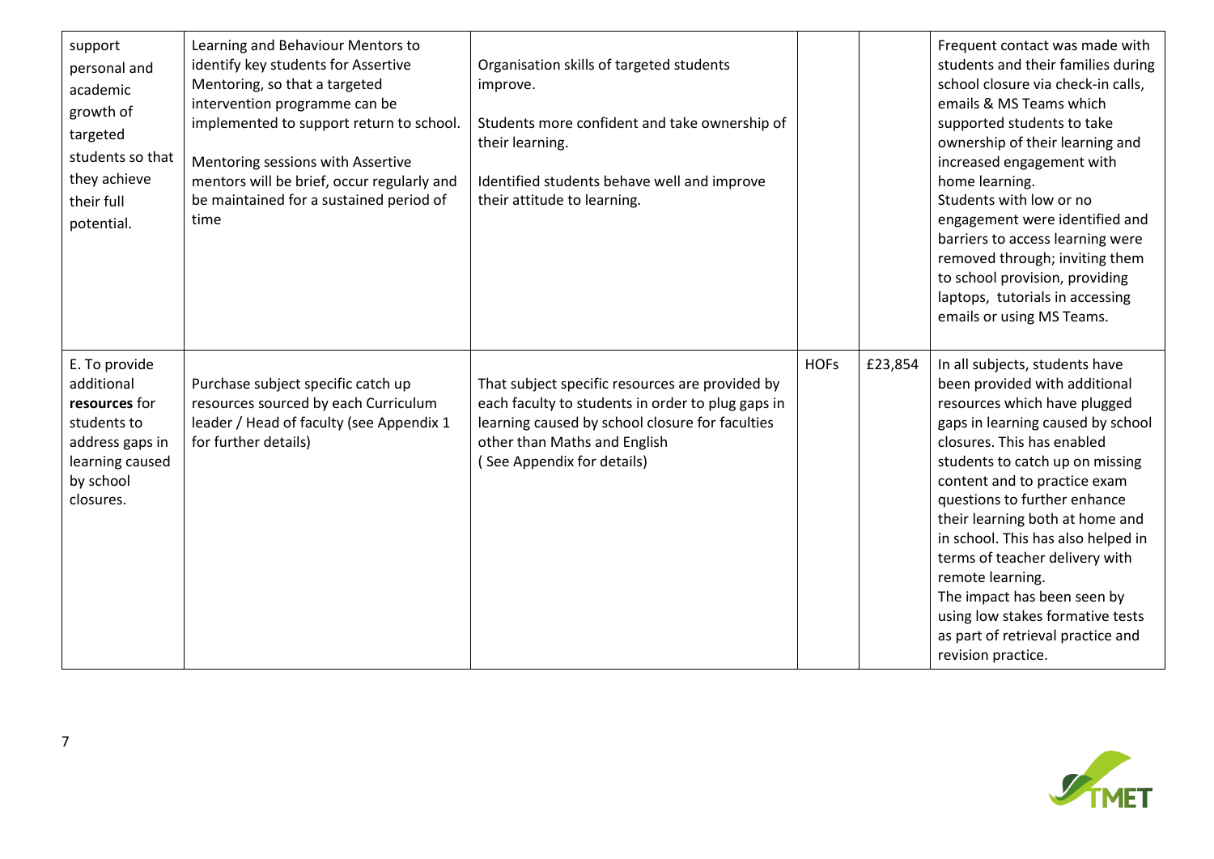| | | | | | |
|---|---|---|---|---|---|
| support personal and academic growth of targeted students so that they achieve their full potential. | Learning and Behaviour Mentors to identify key students for Assertive Mentoring, so that a targeted intervention programme can be implemented to support return to school.<br><br>Mentoring sessions with Assertive mentors will be brief, occur regularly and be maintained for a sustained period of time | Organisation skills of targeted students improve.<br><br>Students more confident and take ownership of their learning.<br><br>Identified students behave well and improve their attitude to learning. | | | Frequent contact was made with students and their families during school closure via check-in calls, emails & MS Teams which supported students to take ownership of their learning and increased engagement with home learning.<br>Students with low or no engagement were identified and barriers to access learning were removed through; inviting them to school provision, providing laptops, tutorials in accessing emails or using MS Teams. |
| E. To provide additional **resources** for students to address gaps in learning caused by school closures. | Purchase subject specific catch up resources sourced by each Curriculum leader / Head of faculty (see Appendix 1 for further details) | That subject specific resources are provided by each faculty to students in order to plug gaps in learning caused by school closure for faculties other than Maths and English<br>( See Appendix for details) | HOFs | £23,854 | In all subjects, students have been provided with additional resources which have plugged gaps in learning caused by school closures. This has enabled students to catch up on missing content and to practice exam questions to further enhance their learning both at home and in school. This has also helped in terms of teacher delivery with remote learning.<br>The impact has been seen by using low stakes formative tests as part of retrieval practice and revision practice. |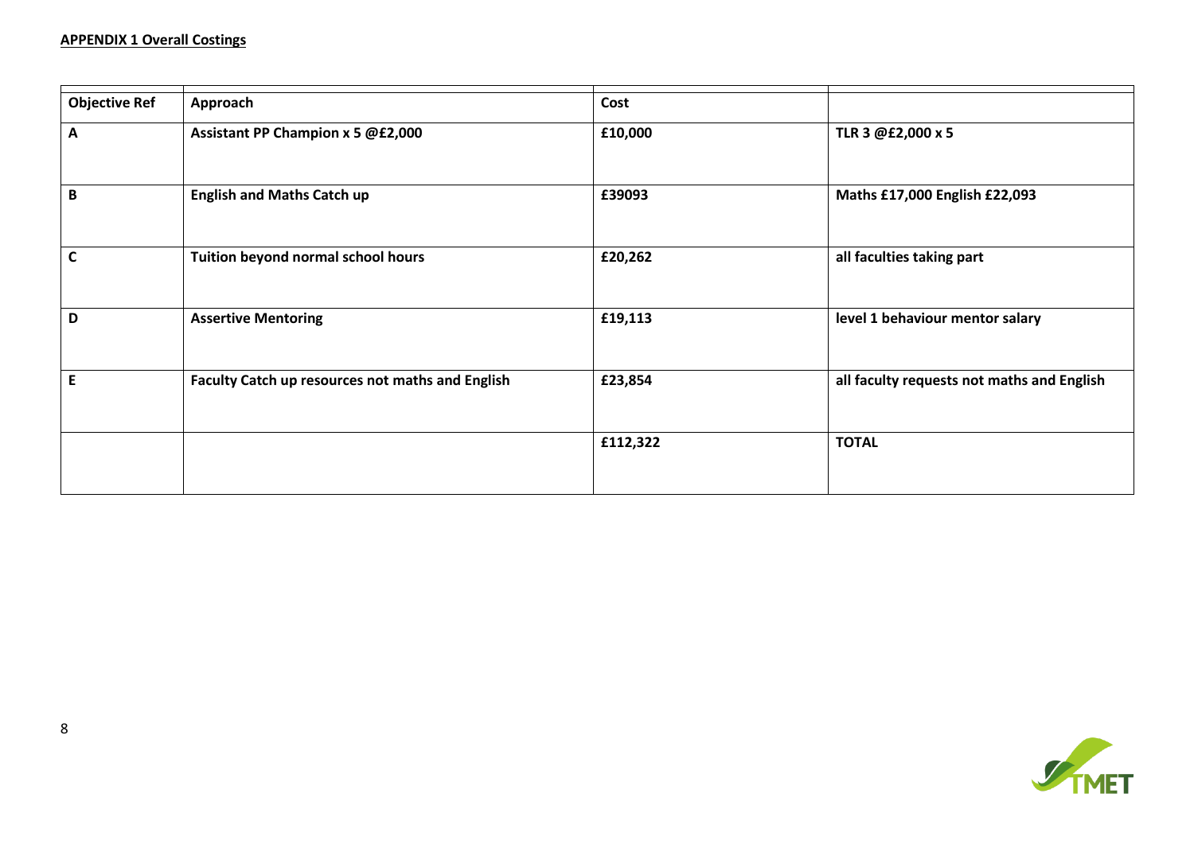**APPENDIX 1 Overall Costings**

| Objective Ref | Approach | Cost | |
|---|---|---|---|
| A | **Assistant PP Champion x 5 @£2,000** | **£10,000** | **TLR 3 @£2,000 x 5** |
| B | **English and Maths Catch up** | **£39093** | **Maths £17,000 English £22,093** |
| C | **Tuition beyond normal school hours** | **£20,262** | **all faculties taking part** |
| D | **Assertive Mentoring** | **£19,113** | **level 1 behaviour mentor salary** |
| E | **Faculty Catch up resources not maths and English** | **£23,854** | **all faculty requests not maths and English** |
| | | **£112,322** | **TOTAL** |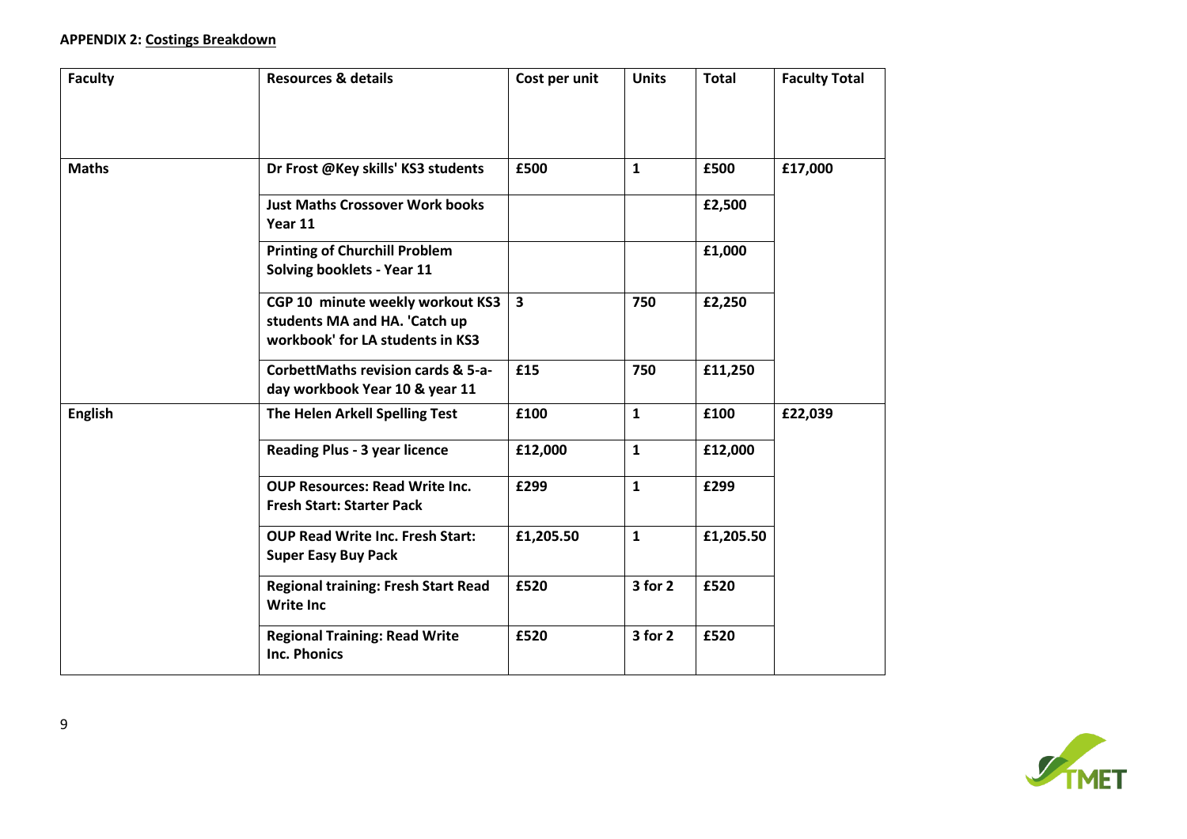**APPENDIX 2:** **Costings Breakdown**

| Faculty | Resources & details | Cost per unit | Units | Total | Faculty Total |
|---|---|---|---|---|---|
| **Maths** | **Dr Frost @Key skills' KS3 students** | **£500** | **1** | **£500** | **£17,000** |
| | **Just Maths Crossover Work books Year 11** | | | **£2,500** | |
| | **Printing of Churchill Problem Solving booklets - Year 11** | | | **£1,000** | |
| | **CGP 10 minute weekly workout KS3 students MA and HA. 'Catch up workbook' for LA students in KS3** | **3** | **750** | **£2,250** | |
| | **CorbettMaths revision cards & 5-a-day workbook Year 10 & year 11** | **£15** | **750** | **£11,250** | |
| **English** | **The Helen Arkell Spelling Test** | **£100** | **1** | **£100** | **£22,039** |
| | **Reading Plus - 3 year licence** | **£12,000** | **1** | **£12,000** | |
| | **OUP Resources: Read Write Inc. Fresh Start: Starter Pack** | **£299** | **1** | **£299** | |
| | **OUP Read Write Inc. Fresh Start: Super Easy Buy Pack** | **£1,205.50** | **1** | **£1,205.50** | |
| | **Regional training: Fresh Start Read Write Inc** | **£520** | **3 for 2** | **£520** | |
| | **Regional Training: Read Write Inc. Phonics** | **£520** | **3 for 2** | **£520** | |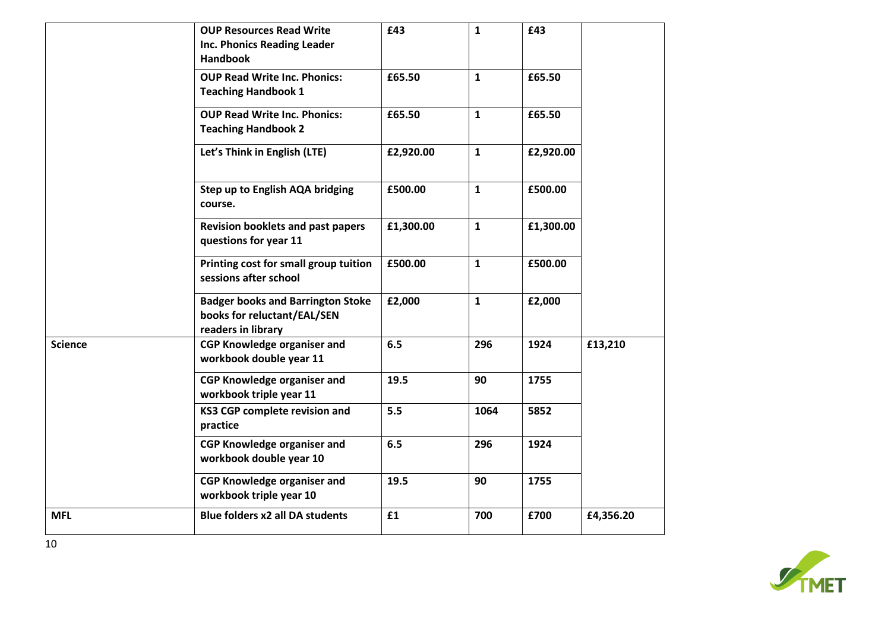| | | | | | |
|---|---|---|---|---|---|
| | **OUP Resources Read Write Inc. Phonics Reading Leader Handbook** | **£43** | **1** | **£43** | |
| | **OUP Read Write Inc. Phonics: Teaching Handbook 1** | **£65.50** | **1** | **£65.50** | |
| | **OUP Read Write Inc. Phonics: Teaching Handbook 2** | **£65.50** | **1** | **£65.50** | |
| | **Let's Think in English (LTE)** | **£2,920.00** | **1** | **£2,920.00** | |
| | **Step up to English AQA bridging course.** | **£500.00** | **1** | **£500.00** | |
| | **Revision booklets and past papers questions for year 11** | **£1,300.00** | **1** | **£1,300.00** | |
| | **Printing cost for small group tuition sessions after school** | **£500.00** | **1** | **£500.00** | |
| | **Badger books and Barrington Stoke books for reluctant/EAL/SEN readers in library** | **£2,000** | **1** | **£2,000** | |
| **Science** | **CGP Knowledge organiser and workbook double year 11** | **6.5** | **296** | **1924** | **£13,210** |
| | **CGP Knowledge organiser and workbook triple year 11** | **19.5** | **90** | **1755** | |
| | **KS3 CGP complete revision and practice** | **5.5** | **1064** | **5852** | |
| | **CGP Knowledge organiser and workbook double year 10** | **6.5** | **296** | **1924** | |
| | **CGP Knowledge organiser and workbook triple year 10** | **19.5** | **90** | **1755** | |
| **MFL** | **Blue folders x2 all DA students** | **£1** | **700** | **£700** | **£4,356.20** |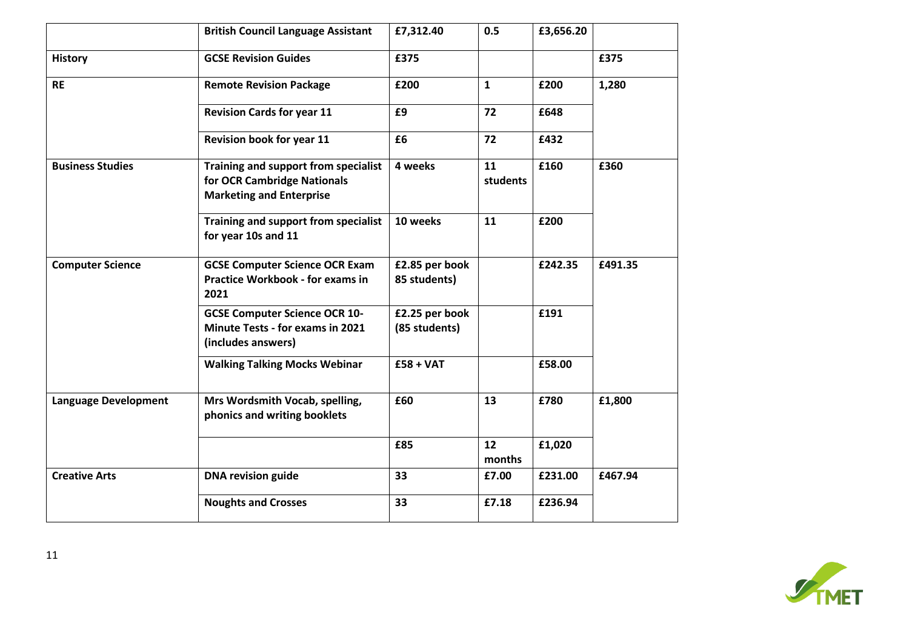| | British Council Language Assistant | £7,312.40 | 0.5 | £3,656.20 | |
|---|---|---|---|---|---|
| History | GCSE Revision Guides | £375 | | | £375 |
| RE | Remote Revision Package | £200 | 1 | £200 | 1,280 |
| | Revision Cards for year 11 | £9 | 72 | £648 | |
| | Revision book for year 11 | £6 | 72 | £432 | |
| Business Studies | Training and support from specialist for OCR Cambridge Nationals Marketing and Enterprise | 4 weeks | 11 students | £160 | £360 |
| | Training and support from specialist for year 10s and 11 | 10 weeks | 11 | £200 | |
| Computer Science | GCSE Computer Science OCR Exam Practice Workbook - for exams in 2021 | £2.85 per book 85 students) | | £242.35 | £491.35 |
| | GCSE Computer Science OCR 10-Minute Tests - for exams in 2021 (includes answers) | £2.25 per book (85 students) | | £191 | |
| | Walking Talking Mocks Webinar | £58 + VAT | | £58.00 | |
| Language Development | Mrs Wordsmith Vocab, spelling, phonics and writing booklets | £60 | 13 | £780 | £1,800 |
| | | £85 | 12 months | £1,020 | |
| Creative Arts | DNA revision guide | 33 | £7.00 | £231.00 | £467.94 |
| | Noughts and Crosses | 33 | £7.18 | £236.94 | |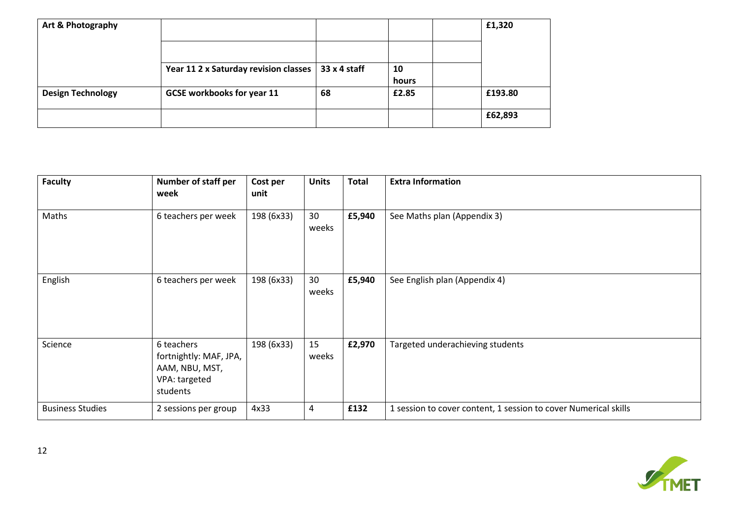| Art & Photography | | | | | £1,320 |
|---|---|---|---|---|---|
| | | | | | |
| | **Year 11 2 x Saturday revision classes** | **33 x 4 staff** | **10 hours** | | |
| **Design Technology** | **GCSE workbooks for year 11** | **68** | **£2.85** | | **£193.80** |
| | | | | | **£62,893** |

| Faculty | Number of staff per week | Cost per unit | Units | Total | Extra Information |
|---|---|---|---|---|---|
| Maths | 6 teachers per week | 198 (6x33) | 30 weeks | **£5,940** | See Maths plan (Appendix 3) |
| English | 6 teachers per week | 198 (6x33) | 30 weeks | **£5,940** | See English plan (Appendix 4) |
| Science | 6 teachers fortnightly: MAF, JPA, AAM, NBU, MST, VPA: targeted students | 198 (6x33) | 15 weeks | **£2,970** | Targeted underachieving students |
| Business Studies | 2 sessions per group | 4x33 | 4 | **£132** | 1 session to cover content, 1 session to cover Numerical skills |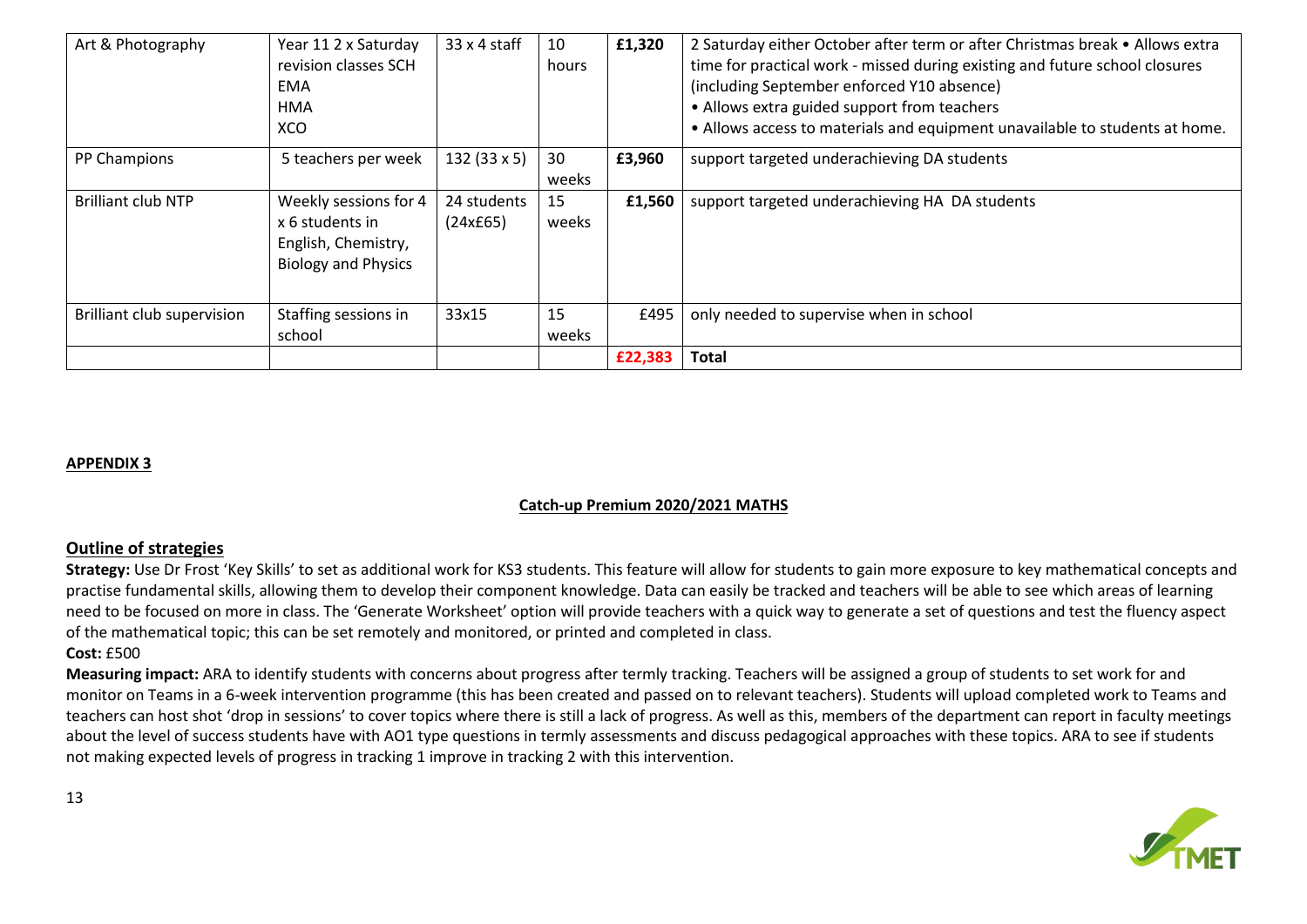| | | | | | |
|---|---|---|---|---|---|
| Art & Photography | Year 11 2 x Saturday revision classes SCH<br>EMA<br>HMA<br>XCO | 33 x 4 staff | 10 hours | **£1,320** | 2 Saturday either October after term or after Christmas break • Allows extra time for practical work - missed during existing and future school closures (including September enforced Y10 absence)<br>• Allows extra guided support from teachers<br>• Allows access to materials and equipment unavailable to students at home. |
| PP Champions | 5 teachers per week | 132 (33 x 5) | 30 weeks | **£3,960** | support targeted underachieving DA students |
| Brilliant club NTP | Weekly sessions for 4 x 6 students in English, Chemistry, Biology and Physics | 24 students (24x£65) | 15 weeks | **£1,560** | support targeted underachieving HA DA students |
| Brilliant club supervision | Staffing sessions in school | 33x15 | 15 weeks | £495 | only needed to supervise when in school |
| | | | | **£22,383** | **Total** |

**APPENDIX 3**

**Catch-up Premium 2020/2021 MATHS**

## Outline of strategies

**Strategy:** Use Dr Frost 'Key Skills' to set as additional work for KS3 students. This feature will allow for students to gain more exposure to key mathematical concepts and practise fundamental skills, allowing them to develop their component knowledge. Data can easily be tracked and teachers will be able to see which areas of learning need to be focused on more in class. The 'Generate Worksheet' option will provide teachers with a quick way to generate a set of questions and test the fluency aspect of the mathematical topic; this can be set remotely and monitored, or printed and completed in class.

**Cost:** £500

**Measuring impact:** ARA to identify students with concerns about progress after termly tracking. Teachers will be assigned a group of students to set work for and monitor on Teams in a 6-week intervention programme (this has been created and passed on to relevant teachers). Students will upload completed work to Teams and teachers can host shot 'drop in sessions' to cover topics where there is still a lack of progress. As well as this, members of the department can report in faculty meetings about the level of success students have with AO1 type questions in termly assessments and discuss pedagogical approaches with these topics. ARA to see if students not making expected levels of progress in tracking 1 improve in tracking 2 with this intervention.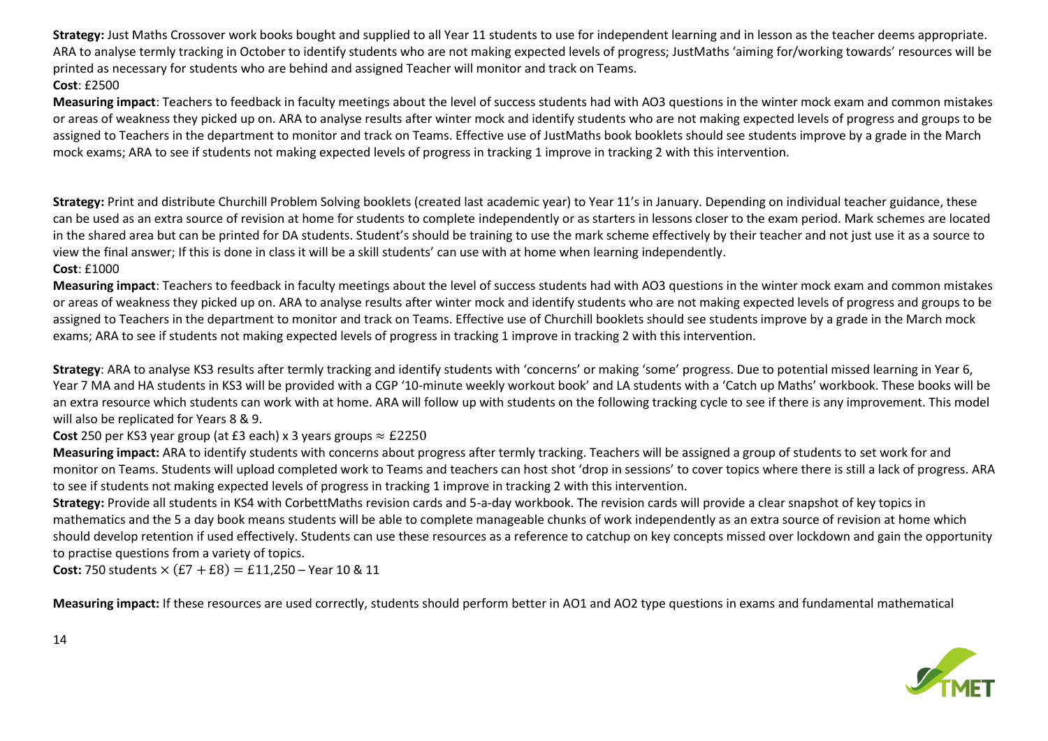**Strategy:** Just Maths Crossover work books bought and supplied to all Year 11 students to use for independent learning and in lesson as the teacher deems appropriate. ARA to analyse termly tracking in October to identify students who are not making expected levels of progress; JustMaths 'aiming for/working towards' resources will be printed as necessary for students who are behind and assigned Teacher will monitor and track on Teams.
**Cost**: £2500
**Measuring impact**: Teachers to feedback in faculty meetings about the level of success students had with AO3 questions in the winter mock exam and common mistakes or areas of weakness they picked up on. ARA to analyse results after winter mock and identify students who are not making expected levels of progress and groups to be assigned to Teachers in the department to monitor and track on Teams. Effective use of JustMaths book booklets should see students improve by a grade in the March mock exams; ARA to see if students not making expected levels of progress in tracking 1 improve in tracking 2 with this intervention.

**Strategy:** Print and distribute Churchill Problem Solving booklets (created last academic year) to Year 11's in January. Depending on individual teacher guidance, these can be used as an extra source of revision at home for students to complete independently or as starters in lessons closer to the exam period. Mark schemes are located in the shared area but can be printed for DA students. Student's should be training to use the mark scheme effectively by their teacher and not just use it as a source to view the final answer; If this is done in class it will be a skill students' can use with at home when learning independently.
**Cost**: £1000
**Measuring impact**: Teachers to feedback in faculty meetings about the level of success students had with AO3 questions in the winter mock exam and common mistakes or areas of weakness they picked up on. ARA to analyse results after winter mock and identify students who are not making expected levels of progress and groups to be assigned to Teachers in the department to monitor and track on Teams. Effective use of Churchill booklets should see students improve by a grade in the March mock exams; ARA to see if students not making expected levels of progress in tracking 1 improve in tracking 2 with this intervention.

**Strategy**: ARA to analyse KS3 results after termly tracking and identify students with 'concerns' or making 'some' progress. Due to potential missed learning in Year 6, Year 7 MA and HA students in KS3 will be provided with a CGP '10-minute weekly workout book' and LA students with a 'Catch up Maths' workbook. These books will be an extra resource which students can work with at home. ARA will follow up with students on the following tracking cycle to see if there is any improvement. This model will also be replicated for Years 8 & 9.
**Cost** 250 per KS3 year group (at £3 each) x 3 years groups $\approx$ £2250
**Measuring impact:** ARA to identify students with concerns about progress after termly tracking. Teachers will be assigned a group of students to set work for and monitor on Teams. Students will upload completed work to Teams and teachers can host shot 'drop in sessions' to cover topics where there is still a lack of progress. ARA to see if students not making expected levels of progress in tracking 1 improve in tracking 2 with this intervention.
**Strategy:** Provide all students in KS4 with CorbettMaths revision cards and 5-a-day workbook. The revision cards will provide a clear snapshot of key topics in mathematics and the 5 a day book means students will be able to complete manageable chunks of work independently as an extra source of revision at home which should develop retention if used effectively. Students can use these resources as a reference to catchup on key concepts missed over lockdown and gain the opportunity to practise questions from a variety of topics.
**Cost:** 750 students $\times$ (£7 + £8) = £11,250 – Year 10 & 11

**Measuring impact:** If these resources are used correctly, students should perform better in AO1 and AO2 type questions in exams and fundamental mathematical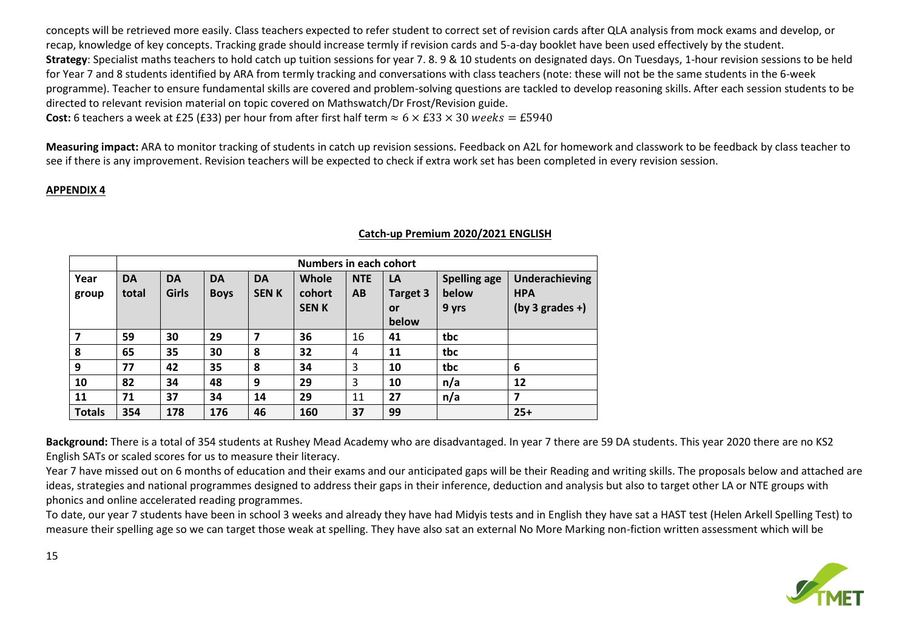concepts will be retrieved more easily. Class teachers expected to refer student to correct set of revision cards after QLA analysis from mock exams and develop, or recap, knowledge of key concepts. Tracking grade should increase termly if revision cards and 5-a-day booklet have been used effectively by the student.

**Strategy**: Specialist maths teachers to hold catch up tuition sessions for year 7. 8. 9 & 10 students on designated days. On Tuesdays, 1-hour revision sessions to be held for Year 7 and 8 students identified by ARA from termly tracking and conversations with class teachers (note: these will not be the same students in the 6-week programme). Teacher to ensure fundamental skills are covered and problem-solving questions are tackled to develop reasoning skills. After each session students to be directed to relevant revision material on topic covered on Mathswatch/Dr Frost/Revision guide.

**Cost:** 6 teachers a week at £25 (£33) per hour from after first half term $\approx 6 \times £33 \times 30\ weeks = £5940$

**Measuring impact:** ARA to monitor tracking of students in catch up revision sessions. Feedback on A2L for homework and classwork to be feedback by class teacher to see if there is any improvement. Revision teachers will be expected to check if extra work set has been completed in every revision session.

**APPENDIX 4**

**Catch-up Premium 2020/2021 ENGLISH**

| | Numbers in each cohort | | | | | | | | |
|---|---|---|---|---|---|---|---|---|---|
| **Year group** | **DA total** | **DA Girls** | **DA Boys** | **DA SEN K** | **Whole cohort SEN K** | **NTE AB** | **LA Target 3 or below** | **Spelling age below 9 yrs** | **Underachieving HPA (by 3 grades +)** |
| **7** | **59** | **30** | **29** | **7** | **36** | 16 | **41** | **tbc** | |
| **8** | **65** | **35** | **30** | **8** | **32** | 4 | **11** | **tbc** | |
| **9** | **77** | **42** | **35** | **8** | **34** | 3 | **10** | **tbc** | **6** |
| **10** | **82** | **34** | **48** | **9** | **29** | 3 | **10** | **n/a** | **12** |
| **11** | **71** | **37** | **34** | **14** | **29** | 11 | **27** | **n/a** | **7** |
| **Totals** | **354** | **178** | **176** | **46** | **160** | **37** | **99** | | **25+** |

**Background:** There is a total of 354 students at Rushey Mead Academy who are disadvantaged. In year 7 there are 59 DA students. This year 2020 there are no KS2 English SATs or scaled scores for us to measure their literacy.

Year 7 have missed out on 6 months of education and their exams and our anticipated gaps will be their Reading and writing skills. The proposals below and attached are ideas, strategies and national programmes designed to address their gaps in their inference, deduction and analysis but also to target other LA or NTE groups with phonics and online accelerated reading programmes.

To date, our year 7 students have been in school 3 weeks and already they have had Midyis tests and in English they have sat a HAST test (Helen Arkell Spelling Test) to measure their spelling age so we can target those weak at spelling. They have also sat an external No More Marking non-fiction written assessment which will be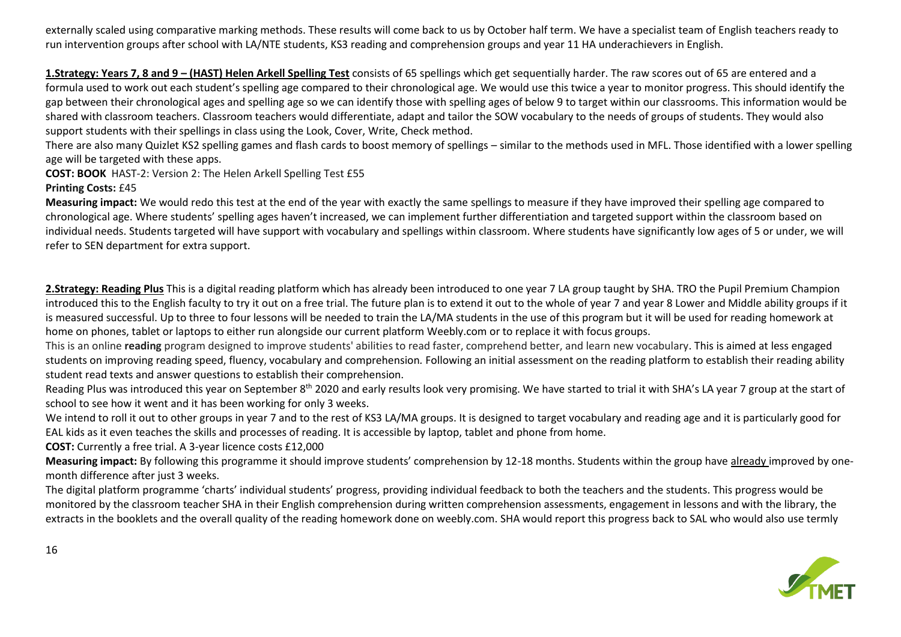externally scaled using comparative marking methods. These results will come back to us by October half term. We have a specialist team of English teachers ready to run intervention groups after school with LA/NTE students, KS3 reading and comprehension groups and year 11 HA underachievers in English.

**1.Strategy: Years 7, 8 and 9 – (HAST) Helen Arkell Spelling Test** consists of 65 spellings which get sequentially harder. The raw scores out of 65 are entered and a formula used to work out each student's spelling age compared to their chronological age. We would use this twice a year to monitor progress. This should identify the gap between their chronological ages and spelling age so we can identify those with spelling ages of below 9 to target within our classrooms. This information would be shared with classroom teachers. Classroom teachers would differentiate, adapt and tailor the SOW vocabulary to the needs of groups of students. They would also support students with their spellings in class using the Look, Cover, Write, Check method.

There are also many Quizlet KS2 spelling games and flash cards to boost memory of spellings – similar to the methods used in MFL. Those identified with a lower spelling age will be targeted with these apps.

**COST: BOOK** HAST-2: Version 2: The Helen Arkell Spelling Test £55

**Printing Costs:** £45

**Measuring impact:** We would redo this test at the end of the year with exactly the same spellings to measure if they have improved their spelling age compared to chronological age. Where students' spelling ages haven't increased, we can implement further differentiation and targeted support within the classroom based on individual needs. Students targeted will have support with vocabulary and spellings within classroom. Where students have significantly low ages of 5 or under, we will refer to SEN department for extra support.

**2.Strategy: Reading Plus** This is a digital reading platform which has already been introduced to one year 7 LA group taught by SHA. TRO the Pupil Premium Champion introduced this to the English faculty to try it out on a free trial. The future plan is to extend it out to the whole of year 7 and year 8 Lower and Middle ability groups if it is measured successful. Up to three to four lessons will be needed to train the LA/MA students in the use of this program but it will be used for reading homework at home on phones, tablet or laptops to either run alongside our current platform Weebly.com or to replace it with focus groups.

This is an online **reading** program designed to improve students' abilities to read faster, comprehend better, and learn new vocabulary. This is aimed at less engaged students on improving reading speed, fluency, vocabulary and comprehension. Following an initial assessment on the reading platform to establish their reading ability student read texts and answer questions to establish their comprehension.

Reading Plus was introduced this year on September 8th 2020 and early results look very promising. We have started to trial it with SHA's LA year 7 group at the start of school to see how it went and it has been working for only 3 weeks.

We intend to roll it out to other groups in year 7 and to the rest of KS3 LA/MA groups. It is designed to target vocabulary and reading age and it is particularly good for EAL kids as it even teaches the skills and processes of reading. It is accessible by laptop, tablet and phone from home.

**COST:** Currently a free trial. A 3-year licence costs £12,000

**Measuring impact:** By following this programme it should improve students' comprehension by 12-18 months. Students within the group have already improved by one-month difference after just 3 weeks.

The digital platform programme 'charts' individual students' progress, providing individual feedback to both the teachers and the students. This progress would be monitored by the classroom teacher SHA in their English comprehension during written comprehension assessments, engagement in lessons and with the library, the extracts in the booklets and the overall quality of the reading homework done on weebly.com. SHA would report this progress back to SAL who would also use termly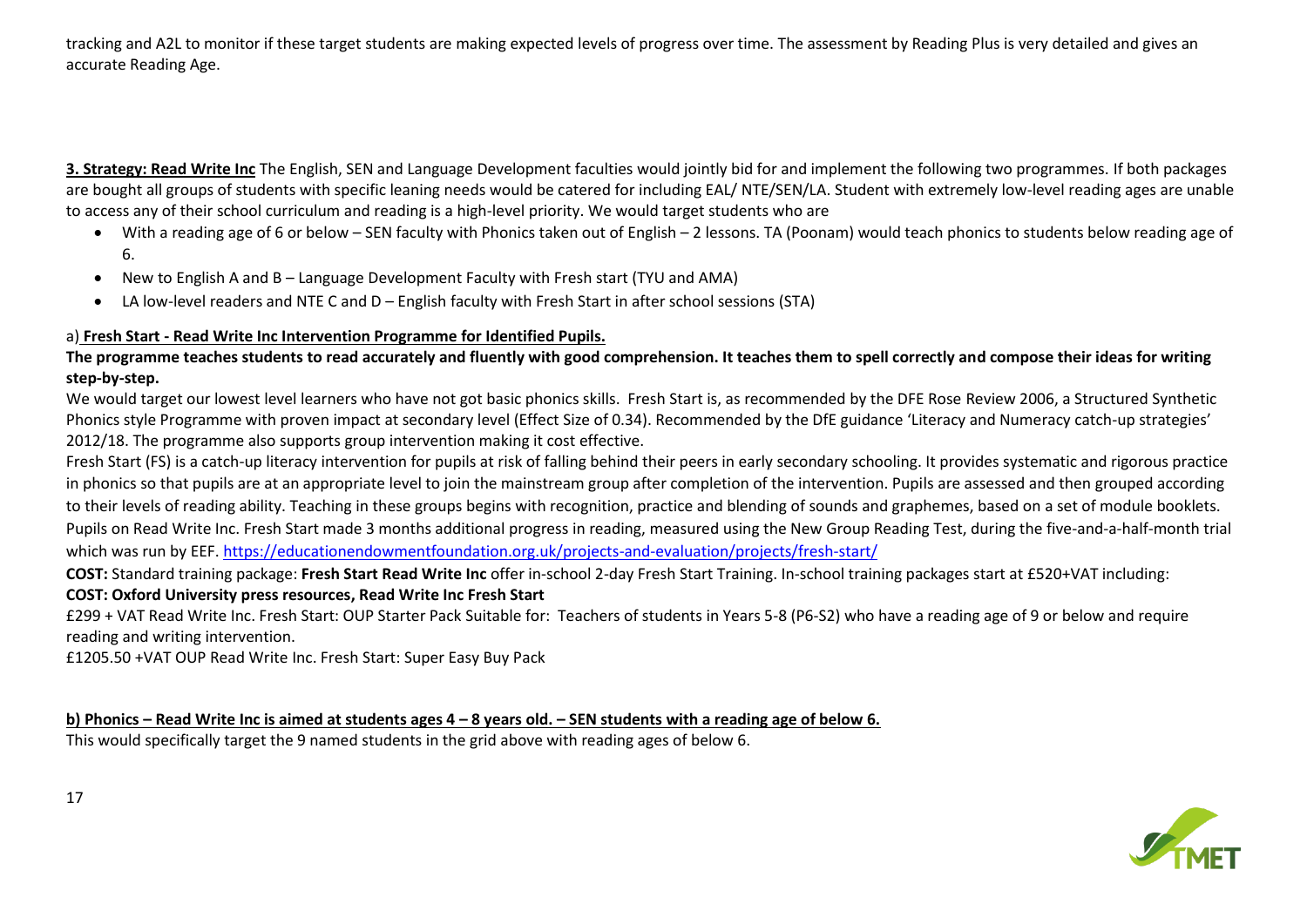tracking and A2L to monitor if these target students are making expected levels of progress over time. The assessment by Reading Plus is very detailed and gives an accurate Reading Age.

**3. Strategy: Read Write Inc** The English, SEN and Language Development faculties would jointly bid for and implement the following two programmes. If both packages are bought all groups of students with specific leaning needs would be catered for including EAL/ NTE/SEN/LA. Student with extremely low-level reading ages are unable to access any of their school curriculum and reading is a high-level priority. We would target students who are

- With a reading age of 6 or below – SEN faculty with Phonics taken out of English – 2 lessons. TA (Poonam) would teach phonics to students below reading age of 6.
- New to English A and B – Language Development Faculty with Fresh start (TYU and AMA)
- LA low-level readers and NTE C and D – English faculty with Fresh Start in after school sessions (STA)

a) **Fresh Start - Read Write Inc Intervention Programme for Identified Pupils.**

**The programme teaches students to read accurately and fluently with good comprehension. It teaches them to spell correctly and compose their ideas for writing step-by-step.**

We would target our lowest level learners who have not got basic phonics skills. Fresh Start is, as recommended by the DFE Rose Review 2006, a Structured Synthetic Phonics style Programme with proven impact at secondary level (Effect Size of 0.34). Recommended by the DfE guidance 'Literacy and Numeracy catch-up strategies' 2012/18. The programme also supports group intervention making it cost effective.

Fresh Start (FS) is a catch-up literacy intervention for pupils at risk of falling behind their peers in early secondary schooling. It provides systematic and rigorous practice in phonics so that pupils are at an appropriate level to join the mainstream group after completion of the intervention. Pupils are assessed and then grouped according to their levels of reading ability. Teaching in these groups begins with recognition, practice and blending of sounds and graphemes, based on a set of module booklets. Pupils on Read Write Inc. Fresh Start made 3 months additional progress in reading, measured using the New Group Reading Test, during the five-and-a-half-month trial which was run by EEF. https://educationendowmentfoundation.org.uk/projects-and-evaluation/projects/fresh-start/

**COST:** Standard training package: **Fresh Start Read Write Inc** offer in-school 2-day Fresh Start Training. In-school training packages start at £520+VAT including:

**COST: Oxford University press resources, Read Write Inc Fresh Start**

£299 + VAT Read Write Inc. Fresh Start: OUP Starter Pack Suitable for: Teachers of students in Years 5-8 (P6-S2) who have a reading age of 9 or below and require reading and writing intervention.

£1205.50 +VAT OUP Read Write Inc. Fresh Start: Super Easy Buy Pack

**b) Phonics – Read Write Inc is aimed at students ages 4 – 8 years old. – SEN students with a reading age of below 6.**

This would specifically target the 9 named students in the grid above with reading ages of below 6.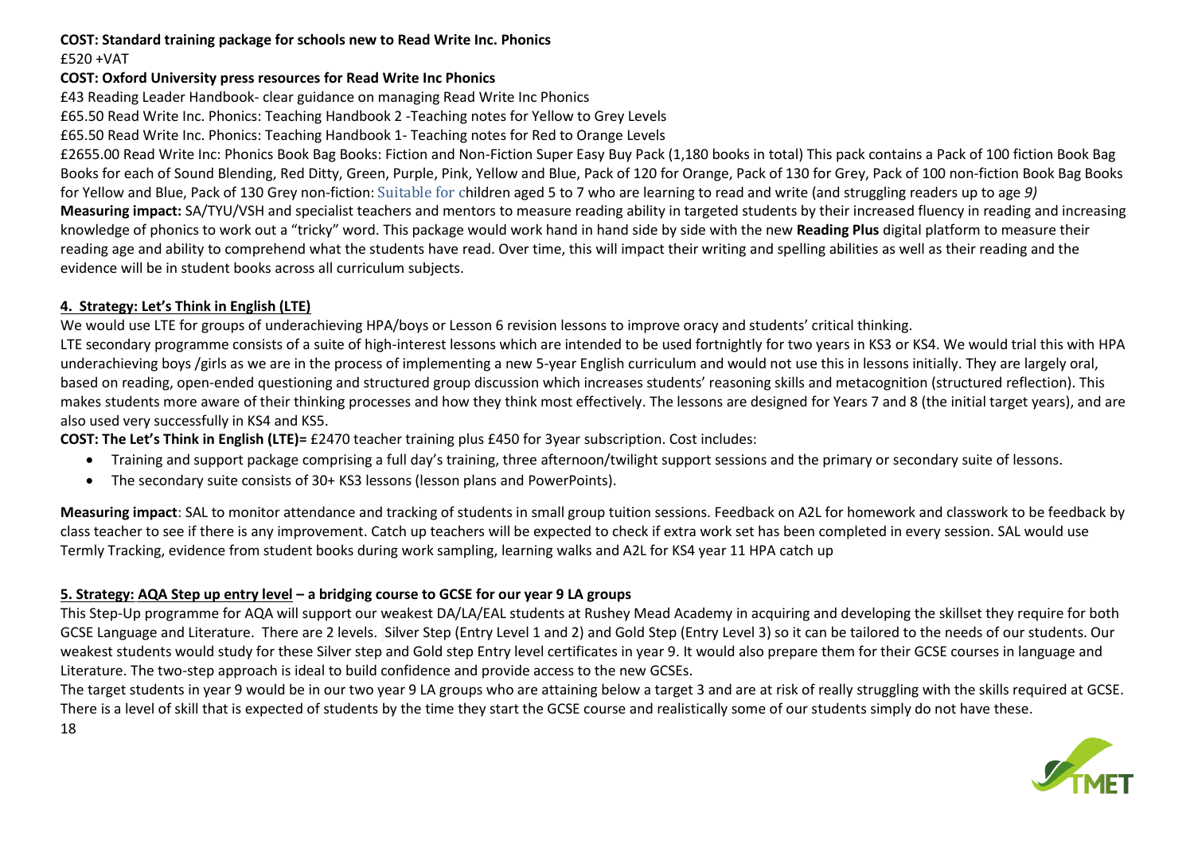**COST: Standard training package for schools new to Read Write Inc. Phonics**
£520 +VAT

**COST: Oxford University press resources for Read Write Inc Phonics**
£43 Reading Leader Handbook- clear guidance on managing Read Write Inc Phonics
£65.50 Read Write Inc. Phonics: Teaching Handbook 2 -Teaching notes for Yellow to Grey Levels
£65.50 Read Write Inc. Phonics: Teaching Handbook 1- Teaching notes for Red to Orange Levels
£2655.00 Read Write Inc: Phonics Book Bag Books: Fiction and Non-Fiction Super Easy Buy Pack (1,180 books in total) This pack contains a Pack of 100 fiction Book Bag Books for each of Sound Blending, Red Ditty, Green, Purple, Pink, Yellow and Blue, Pack of 120 for Orange, Pack of 130 for Grey, Pack of 100 non-fiction Book Bag Books for Yellow and Blue, Pack of 130 Grey non-fiction: Suitable for children aged 5 to 7 who are learning to read and write (and struggling readers up to age *9)*
**Measuring impact:** SA/TYU/VSH and specialist teachers and mentors to measure reading ability in targeted students by their increased fluency in reading and increasing knowledge of phonics to work out a "tricky" word. This package would work hand in hand side by side with the new **Reading Plus** digital platform to measure their reading age and ability to comprehend what the students have read. Over time, this will impact their writing and spelling abilities as well as their reading and the evidence will be in student books across all curriculum subjects.

**4. Strategy: Let's Think in English (LTE)**

We would use LTE for groups of underachieving HPA/boys or Lesson 6 revision lessons to improve oracy and students' critical thinking.
LTE secondary programme consists of a suite of high-interest lessons which are intended to be used fortnightly for two years in KS3 or KS4. We would trial this with HPA underachieving boys /girls as we are in the process of implementing a new 5-year English curriculum and would not use this in lessons initially. They are largely oral, based on reading, open-ended questioning and structured group discussion which increases students' reasoning skills and metacognition (structured reflection). This makes students more aware of their thinking processes and how they think most effectively. The lessons are designed for Years 7 and 8 (the initial target years), and are also used very successfully in KS4 and KS5.

**COST: The Let's Think in English (LTE)=** £2470 teacher training plus £450 for 3year subscription. Cost includes:

- Training and support package comprising a full day's training, three afternoon/twilight support sessions and the primary or secondary suite of lessons.
- The secondary suite consists of 30+ KS3 lessons (lesson plans and PowerPoints).

**Measuring impact**: SAL to monitor attendance and tracking of students in small group tuition sessions. Feedback on A2L for homework and classwork to be feedback by class teacher to see if there is any improvement. Catch up teachers will be expected to check if extra work set has been completed in every session. SAL would use Termly Tracking, evidence from student books during work sampling, learning walks and A2L for KS4 year 11 HPA catch up

**5. Strategy: AQA Step up entry level – a bridging course to GCSE for our year 9 LA groups**

This Step-Up programme for AQA will support our weakest DA/LA/EAL students at Rushey Mead Academy in acquiring and developing the skillset they require for both GCSE Language and Literature. There are 2 levels. Silver Step (Entry Level 1 and 2) and Gold Step (Entry Level 3) so it can be tailored to the needs of our students. Our weakest students would study for these Silver step and Gold step Entry level certificates in year 9. It would also prepare them for their GCSE courses in language and Literature. The two-step approach is ideal to build confidence and provide access to the new GCSEs.
The target students in year 9 would be in our two year 9 LA groups who are attaining below a target 3 and are at risk of really struggling with the skills required at GCSE. There is a level of skill that is expected of students by the time they start the GCSE course and realistically some of our students simply do not have these.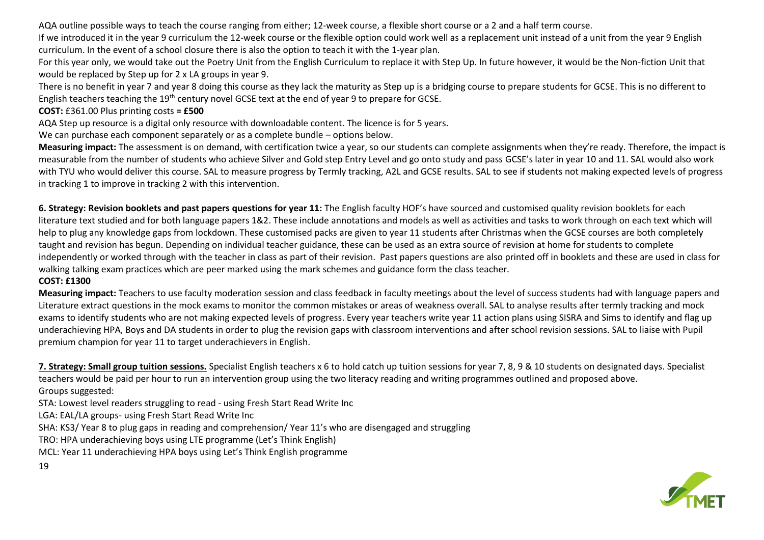AQA outline possible ways to teach the course ranging from either; 12-week course, a flexible short course or a 2 and a half term course.

If we introduced it in the year 9 curriculum the 12-week course or the flexible option could work well as a replacement unit instead of a unit from the year 9 English curriculum. In the event of a school closure there is also the option to teach it with the 1-year plan.

For this year only, we would take out the Poetry Unit from the English Curriculum to replace it with Step Up. In future however, it would be the Non-fiction Unit that would be replaced by Step up for 2 x LA groups in year 9.

There is no benefit in year 7 and year 8 doing this course as they lack the maturity as Step up is a bridging course to prepare students for GCSE. This is no different to English teachers teaching the 19th century novel GCSE text at the end of year 9 to prepare for GCSE.

**COST:** £361.00 Plus printing costs **= £500**

AQA Step up resource is a digital only resource with downloadable content. The licence is for 5 years.

We can purchase each component separately or as a complete bundle – options below.

**Measuring impact:** The assessment is on demand, with certification twice a year, so our students can complete assignments when they're ready. Therefore, the impact is measurable from the number of students who achieve Silver and Gold step Entry Level and go onto study and pass GCSE's later in year 10 and 11. SAL would also work with TYU who would deliver this course. SAL to measure progress by Termly tracking, A2L and GCSE results. SAL to see if students not making expected levels of progress in tracking 1 to improve in tracking 2 with this intervention.

**6. Strategy: Revision booklets and past papers questions for year 11:** The English faculty HOF's have sourced and customised quality revision booklets for each literature text studied and for both language papers 1&2. These include annotations and models as well as activities and tasks to work through on each text which will help to plug any knowledge gaps from lockdown. These customised packs are given to year 11 students after Christmas when the GCSE courses are both completely taught and revision has begun. Depending on individual teacher guidance, these can be used as an extra source of revision at home for students to complete independently or worked through with the teacher in class as part of their revision. Past papers questions are also printed off in booklets and these are used in class for walking talking exam practices which are peer marked using the mark schemes and guidance form the class teacher.

**COST: £1300**

**Measuring impact:** Teachers to use faculty moderation session and class feedback in faculty meetings about the level of success students had with language papers and Literature extract questions in the mock exams to monitor the common mistakes or areas of weakness overall. SAL to analyse results after termly tracking and mock exams to identify students who are not making expected levels of progress. Every year teachers write year 11 action plans using SISRA and Sims to identify and flag up underachieving HPA, Boys and DA students in order to plug the revision gaps with classroom interventions and after school revision sessions. SAL to liaise with Pupil premium champion for year 11 to target underachievers in English.

**7. Strategy: Small group tuition sessions.** Specialist English teachers x 6 to hold catch up tuition sessions for year 7, 8, 9 & 10 students on designated days. Specialist teachers would be paid per hour to run an intervention group using the two literacy reading and writing programmes outlined and proposed above.

Groups suggested:

STA: Lowest level readers struggling to read - using Fresh Start Read Write Inc

LGA: EAL/LA groups- using Fresh Start Read Write Inc

SHA: KS3/ Year 8 to plug gaps in reading and comprehension/ Year 11's who are disengaged and struggling

TRO: HPA underachieving boys using LTE programme (Let's Think English)

MCL: Year 11 underachieving HPA boys using Let's Think English programme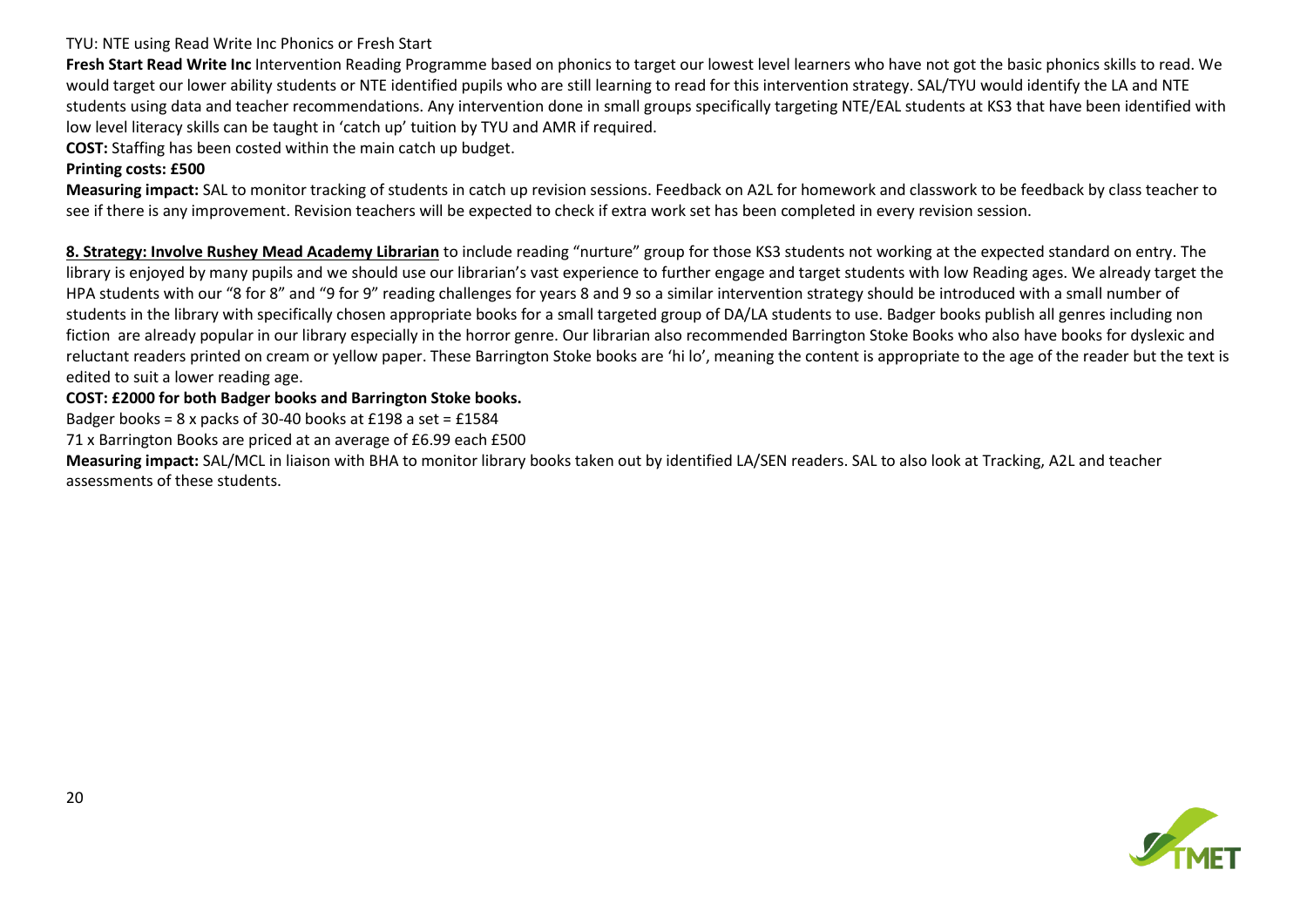TYU: NTE using Read Write Inc Phonics or Fresh Start

**Fresh Start Read Write Inc** Intervention Reading Programme based on phonics to target our lowest level learners who have not got the basic phonics skills to read. We would target our lower ability students or NTE identified pupils who are still learning to read for this intervention strategy. SAL/TYU would identify the LA and NTE students using data and teacher recommendations. Any intervention done in small groups specifically targeting NTE/EAL students at KS3 that have been identified with low level literacy skills can be taught in 'catch up' tuition by TYU and AMR if required.

**COST:** Staffing has been costed within the main catch up budget.

**Printing costs: £500**

**Measuring impact:** SAL to monitor tracking of students in catch up revision sessions. Feedback on A2L for homework and classwork to be feedback by class teacher to see if there is any improvement. Revision teachers will be expected to check if extra work set has been completed in every revision session.

**8. Strategy: Involve Rushey Mead Academy Librarian** to include reading "nurture" group for those KS3 students not working at the expected standard on entry. The library is enjoyed by many pupils and we should use our librarian's vast experience to further engage and target students with low Reading ages. We already target the HPA students with our "8 for 8" and "9 for 9" reading challenges for years 8 and 9 so a similar intervention strategy should be introduced with a small number of students in the library with specifically chosen appropriate books for a small targeted group of DA/LA students to use. Badger books publish all genres including non fiction are already popular in our library especially in the horror genre. Our librarian also recommended Barrington Stoke Books who also have books for dyslexic and reluctant readers printed on cream or yellow paper. These Barrington Stoke books are 'hi lo', meaning the content is appropriate to the age of the reader but the text is edited to suit a lower reading age.

**COST: £2000 for both Badger books and Barrington Stoke books.**

Badger books = 8 x packs of 30-40 books at £198 a set = £1584

71 x Barrington Books are priced at an average of £6.99 each £500

**Measuring impact:** SAL/MCL in liaison with BHA to monitor library books taken out by identified LA/SEN readers. SAL to also look at Tracking, A2L and teacher assessments of these students.